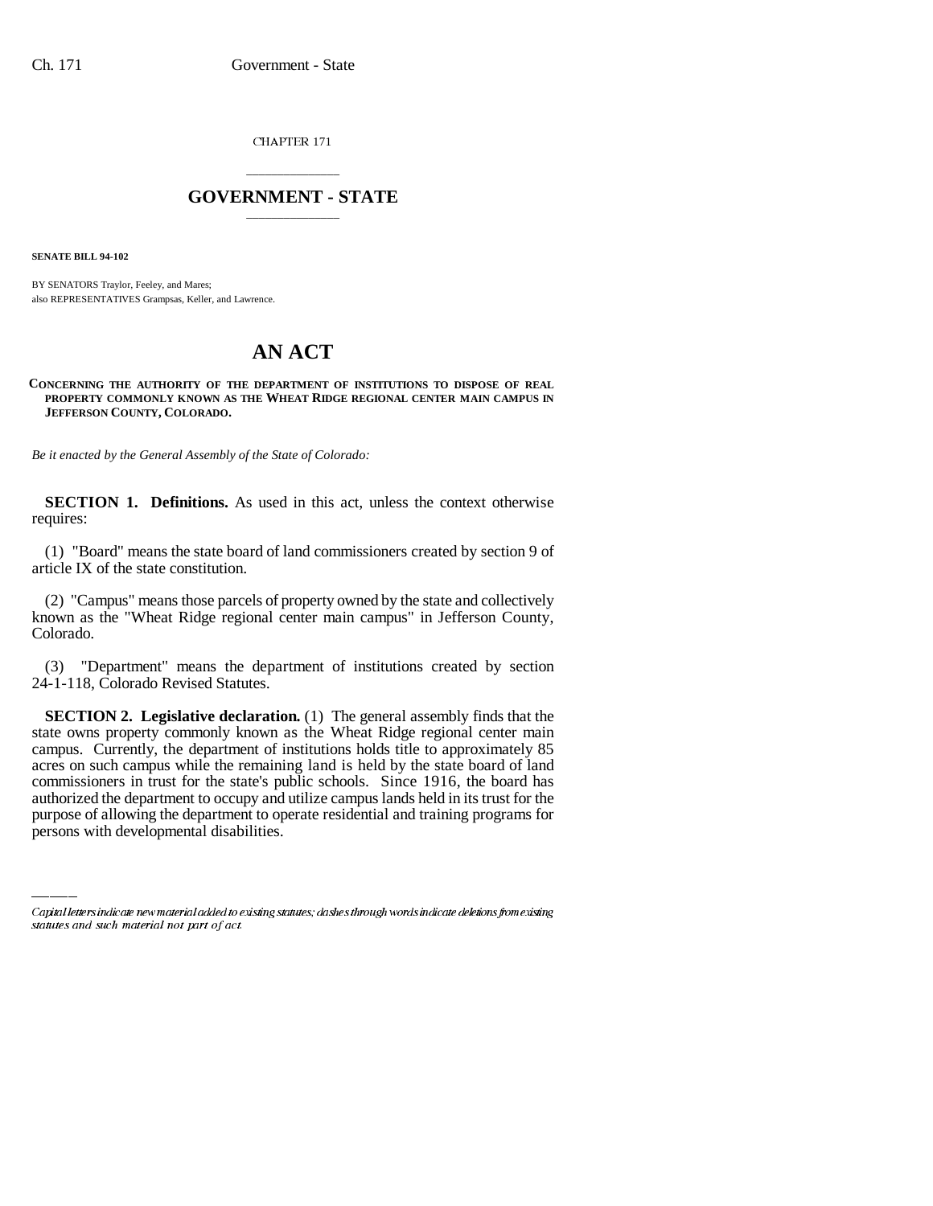CHAPTER 171

# GOVERNMENT - STATE

**SENATE BILL 94-102**

BY SENATORS Traylor, Feeley, and Mares;
also REPRESENTATIVES Grampsas, Keller, and Lawrence.

# AN ACT

**CONCERNING THE AUTHORITY OF THE DEPARTMENT OF INSTITUTIONS TO DISPOSE OF REAL PROPERTY COMMONLY KNOWN AS THE WHEAT RIDGE REGIONAL CENTER MAIN CAMPUS IN JEFFERSON COUNTY, COLORADO.**

*Be it enacted by the General Assembly of the State of Colorado:*

**SECTION 1. Definitions.** As used in this act, unless the context otherwise requires:

(1) "Board" means the state board of land commissioners created by section 9 of article IX of the state constitution.

(2) "Campus" means those parcels of property owned by the state and collectively known as the "Wheat Ridge regional center main campus" in Jefferson County, Colorado.

(3) "Department" means the department of institutions created by section 24-1-118, Colorado Revised Statutes.

**SECTION 2. Legislative declaration.** (1) The general assembly finds that the state owns property commonly known as the Wheat Ridge regional center main campus. Currently, the department of institutions holds title to approximately 85 acres on such campus while the remaining land is held by the state board of land commissioners in trust for the state's public schools. Since 1916, the board has authorized the department to occupy and utilize campus lands held in its trust for the purpose of allowing the department to operate residential and training programs for persons with developmental disabilities.

Capital letters indicate new material added to existing statutes; dashes through words indicate deletions from existing statutes and such material not part of act.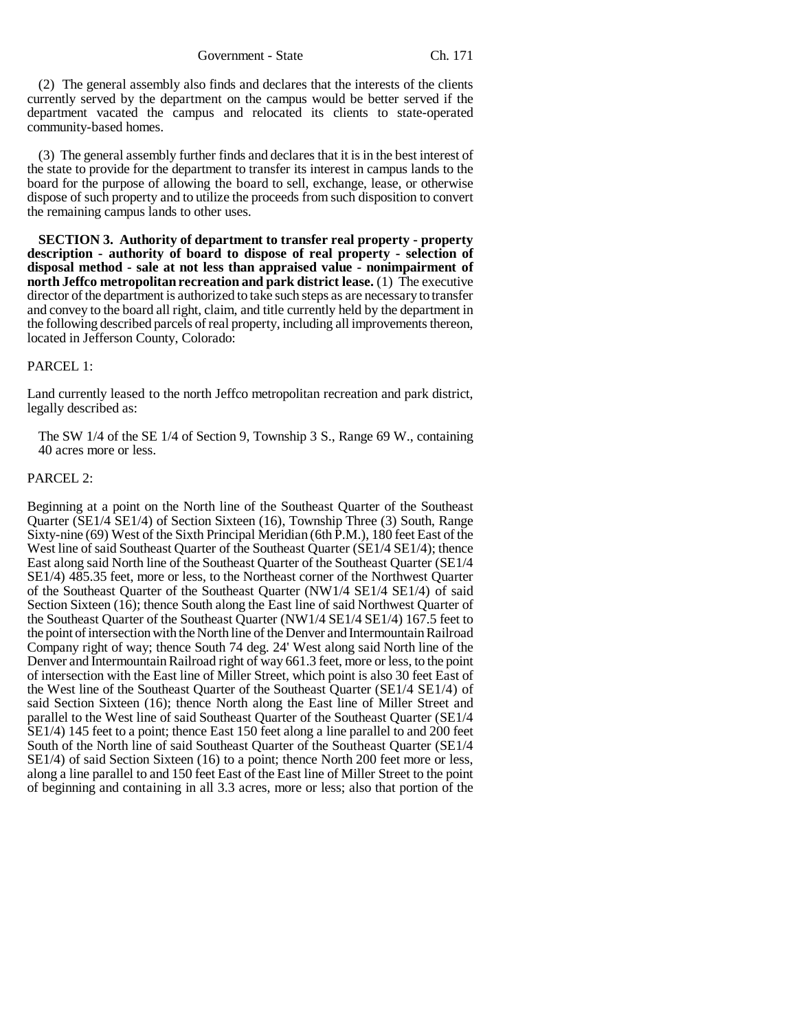(2) The general assembly also finds and declares that the interests of the clients currently served by the department on the campus would be better served if the department vacated the campus and relocated its clients to state-operated community-based homes.

(3) The general assembly further finds and declares that it is in the best interest of the state to provide for the department to transfer its interest in campus lands to the board for the purpose of allowing the board to sell, exchange, lease, or otherwise dispose of such property and to utilize the proceeds from such disposition to convert the remaining campus lands to other uses.

**SECTION 3. Authority of department to transfer real property - property description - authority of board to dispose of real property - selection of disposal method - sale at not less than appraised value - nonimpairment of north Jeffco metropolitan recreation and park district lease.** (1) The executive director of the department is authorized to take such steps as are necessary to transfer and convey to the board all right, claim, and title currently held by the department in the following described parcels of real property, including all improvements thereon, located in Jefferson County, Colorado:

PARCEL 1:

Land currently leased to the north Jeffco metropolitan recreation and park district, legally described as:

The SW 1/4 of the SE 1/4 of Section 9, Township 3 S., Range 69 W., containing 40 acres more or less.

PARCEL 2:

Beginning at a point on the North line of the Southeast Quarter of the Southeast Quarter (SE1/4 SE1/4) of Section Sixteen (16), Township Three (3) South, Range Sixty-nine (69) West of the Sixth Principal Meridian (6th P.M.), 180 feet East of the West line of said Southeast Quarter of the Southeast Quarter (SE1/4 SE1/4); thence East along said North line of the Southeast Quarter of the Southeast Quarter (SE1/4 SE1/4) 485.35 feet, more or less, to the Northeast corner of the Northwest Quarter of the Southeast Quarter of the Southeast Quarter (NW1/4 SE1/4 SE1/4) of said Section Sixteen (16); thence South along the East line of said Northwest Quarter of the Southeast Quarter of the Southeast Quarter (NW1/4 SE1/4 SE1/4) 167.5 feet to the point of intersection with the North line of the Denver and Intermountain Railroad Company right of way; thence South 74 deg. 24' West along said North line of the Denver and Intermountain Railroad right of way 661.3 feet, more or less, to the point of intersection with the East line of Miller Street, which point is also 30 feet East of the West line of the Southeast Quarter of the Southeast Quarter (SE1/4 SE1/4) of said Section Sixteen (16); thence North along the East line of Miller Street and parallel to the West line of said Southeast Quarter of the Southeast Quarter (SE1/4 SE1/4) 145 feet to a point; thence East 150 feet along a line parallel to and 200 feet South of the North line of said Southeast Quarter of the Southeast Quarter (SE1/4 SE1/4) of said Section Sixteen (16) to a point; thence North 200 feet more or less, along a line parallel to and 150 feet East of the East line of Miller Street to the point of beginning and containing in all 3.3 acres, more or less; also that portion of the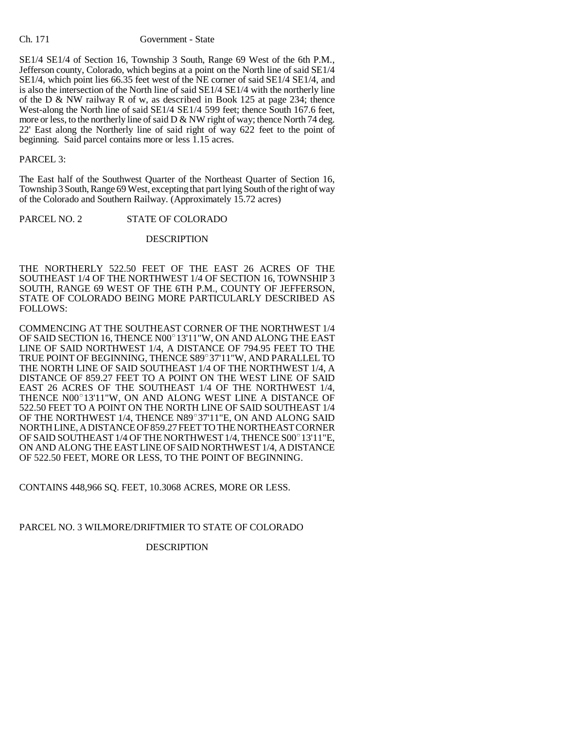SE1/4 SE1/4 of Section 16, Township 3 South, Range 69 West of the 6th P.M., Jefferson county, Colorado, which begins at a point on the North line of said SE1/4 SE1/4, which point lies 66.35 feet west of the NE corner of said SE1/4 SE1/4, and is also the intersection of the North line of said SE1/4 SE1/4 with the northerly line of the D & NW railway R of w, as described in Book 125 at page 234; thence West-along the North line of said SE1/4 SE1/4 599 feet; thence South 167.6 feet, more or less, to the northerly line of said D & NW right of way; thence North 74 deg. 22' East along the Northerly line of said right of way 622 feet to the point of beginning. Said parcel contains more or less 1.15 acres.

PARCEL 3:

The East half of the Southwest Quarter of the Northeast Quarter of Section 16, Township 3 South, Range 69 West, excepting that part lying South of the right of way of the Colorado and Southern Railway. (Approximately 15.72 acres)

PARCEL NO. 2 STATE OF COLORADO

DESCRIPTION

THE NORTHERLY 522.50 FEET OF THE EAST 26 ACRES OF THE SOUTHEAST 1/4 OF THE NORTHWEST 1/4 OF SECTION 16, TOWNSHIP 3 SOUTH, RANGE 69 WEST OF THE 6TH P.M., COUNTY OF JEFFERSON, STATE OF COLORADO BEING MORE PARTICULARLY DESCRIBED AS FOLLOWS:

COMMENCING AT THE SOUTHEAST CORNER OF THE NORTHWEST 1/4 OF SAID SECTION 16, THENCE N00°13'11"W, ON AND ALONG THE EAST LINE OF SAID NORTHWEST 1/4, A DISTANCE OF 794.95 FEET TO THE TRUE POINT OF BEGINNING, THENCE S89°37'11"W, AND PARALLEL TO THE NORTH LINE OF SAID SOUTHEAST 1/4 OF THE NORTHWEST 1/4, A DISTANCE OF 859.27 FEET TO A POINT ON THE WEST LINE OF SAID EAST 26 ACRES OF THE SOUTHEAST 1/4 OF THE NORTHWEST 1/4, THENCE N00°13'11"W, ON AND ALONG WEST LINE A DISTANCE OF 522.50 FEET TO A POINT ON THE NORTH LINE OF SAID SOUTHEAST 1/4 OF THE NORTHWEST 1/4, THENCE N89°37'11"E, ON AND ALONG SAID NORTH LINE, A DISTANCE OF 859.27 FEET TO THE NORTHEAST CORNER OF SAID SOUTHEAST 1/4 OF THE NORTHWEST 1/4, THENCE S00°13'11"E, ON AND ALONG THE EAST LINE OF SAID NORTHWEST 1/4, A DISTANCE OF 522.50 FEET, MORE OR LESS, TO THE POINT OF BEGINNING.

CONTAINS 448,966 SQ. FEET, 10.3068 ACRES, MORE OR LESS.

PARCEL NO. 3 WILMORE/DRIFTMIER TO STATE OF COLORADO

DESCRIPTION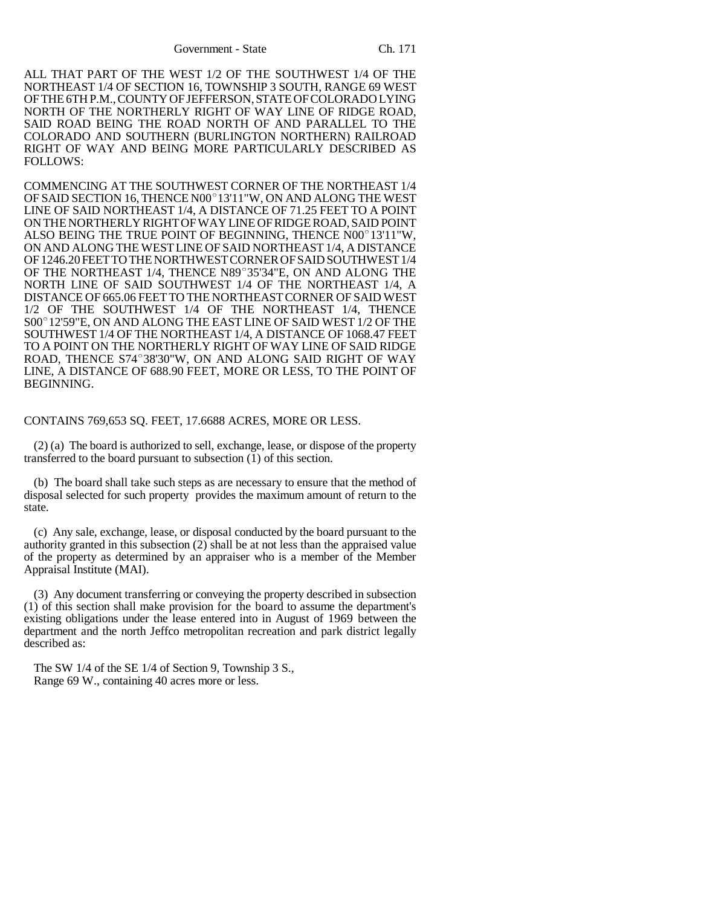ALL THAT PART OF THE WEST 1/2 OF THE SOUTHWEST 1/4 OF THE NORTHEAST 1/4 OF SECTION 16, TOWNSHIP 3 SOUTH, RANGE 69 WEST OF THE 6TH P.M., COUNTY OF JEFFERSON, STATE OF COLORADO LYING NORTH OF THE NORTHERLY RIGHT OF WAY LINE OF RIDGE ROAD, SAID ROAD BEING THE ROAD NORTH OF AND PARALLEL TO THE COLORADO AND SOUTHERN (BURLINGTON NORTHERN) RAILROAD RIGHT OF WAY AND BEING MORE PARTICULARLY DESCRIBED AS FOLLOWS:

COMMENCING AT THE SOUTHWEST CORNER OF THE NORTHEAST 1/4 OF SAID SECTION 16, THENCE N00°13'11"W, ON AND ALONG THE WEST LINE OF SAID NORTHEAST 1/4, A DISTANCE OF 71.25 FEET TO A POINT ON THE NORTHERLY RIGHT OF WAY LINE OF RIDGE ROAD, SAID POINT ALSO BEING THE TRUE POINT OF BEGINNING, THENCE N00°13'11"W, ON AND ALONG THE WEST LINE OF SAID NORTHEAST 1/4, A DISTANCE OF 1246.20 FEET TO THE NORTHWEST CORNER OF SAID SOUTHWEST 1/4 OF THE NORTHEAST 1/4, THENCE N89°35'34"E, ON AND ALONG THE NORTH LINE OF SAID SOUTHWEST 1/4 OF THE NORTHEAST 1/4, A DISTANCE OF 665.06 FEET TO THE NORTHEAST CORNER OF SAID WEST 1/2 OF THE SOUTHWEST 1/4 OF THE NORTHEAST 1/4, THENCE S00°12'59"E, ON AND ALONG THE EAST LINE OF SAID WEST 1/2 OF THE SOUTHWEST 1/4 OF THE NORTHEAST 1/4, A DISTANCE OF 1068.47 FEET TO A POINT ON THE NORTHERLY RIGHT OF WAY LINE OF SAID RIDGE ROAD, THENCE S74°38'30"W, ON AND ALONG SAID RIGHT OF WAY LINE, A DISTANCE OF 688.90 FEET, MORE OR LESS, TO THE POINT OF BEGINNING.

CONTAINS 769,653 SQ. FEET, 17.6688 ACRES, MORE OR LESS.

(2) (a) The board is authorized to sell, exchange, lease, or dispose of the property transferred to the board pursuant to subsection (1) of this section.

(b) The board shall take such steps as are necessary to ensure that the method of disposal selected for such property provides the maximum amount of return to the state.

(c) Any sale, exchange, lease, or disposal conducted by the board pursuant to the authority granted in this subsection (2) shall be at not less than the appraised value of the property as determined by an appraiser who is a member of the Member Appraisal Institute (MAI).

(3) Any document transferring or conveying the property described in subsection (1) of this section shall make provision for the board to assume the department's existing obligations under the lease entered into in August of 1969 between the department and the north Jeffco metropolitan recreation and park district legally described as:

The SW 1/4 of the SE 1/4 of Section 9, Township 3 S., Range 69 W., containing 40 acres more or less.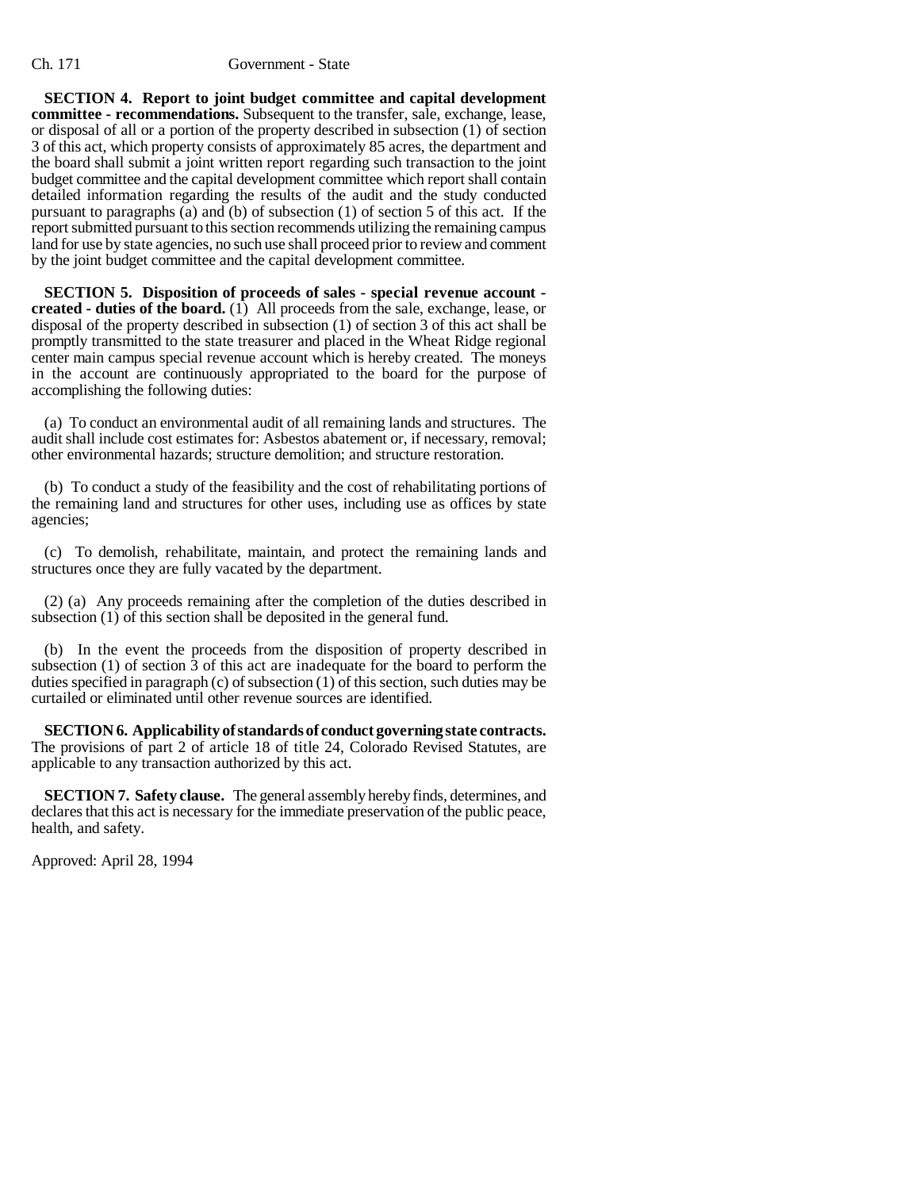**SECTION 4. Report to joint budget committee and capital development committee - recommendations.** Subsequent to the transfer, sale, exchange, lease, or disposal of all or a portion of the property described in subsection (1) of section 3 of this act, which property consists of approximately 85 acres, the department and the board shall submit a joint written report regarding such transaction to the joint budget committee and the capital development committee which report shall contain detailed information regarding the results of the audit and the study conducted pursuant to paragraphs (a) and (b) of subsection (1) of section 5 of this act. If the report submitted pursuant to this section recommends utilizing the remaining campus land for use by state agencies, no such use shall proceed prior to review and comment by the joint budget committee and the capital development committee.

**SECTION 5. Disposition of proceeds of sales - special revenue account - created - duties of the board.** (1) All proceeds from the sale, exchange, lease, or disposal of the property described in subsection (1) of section 3 of this act shall be promptly transmitted to the state treasurer and placed in the Wheat Ridge regional center main campus special revenue account which is hereby created. The moneys in the account are continuously appropriated to the board for the purpose of accomplishing the following duties:

(a) To conduct an environmental audit of all remaining lands and structures. The audit shall include cost estimates for: Asbestos abatement or, if necessary, removal; other environmental hazards; structure demolition; and structure restoration.

(b) To conduct a study of the feasibility and the cost of rehabilitating portions of the remaining land and structures for other uses, including use as offices by state agencies;

(c) To demolish, rehabilitate, maintain, and protect the remaining lands and structures once they are fully vacated by the department.

(2) (a) Any proceeds remaining after the completion of the duties described in subsection (1) of this section shall be deposited in the general fund.

(b) In the event the proceeds from the disposition of property described in subsection (1) of section 3 of this act are inadequate for the board to perform the duties specified in paragraph (c) of subsection (1) of this section, such duties may be curtailed or eliminated until other revenue sources are identified.

**SECTION 6. Applicability of standards of conduct governing state contracts.** The provisions of part 2 of article 18 of title 24, Colorado Revised Statutes, are applicable to any transaction authorized by this act.

**SECTION 7. Safety clause.** The general assembly hereby finds, determines, and declares that this act is necessary for the immediate preservation of the public peace, health, and safety.

Approved: April 28, 1994